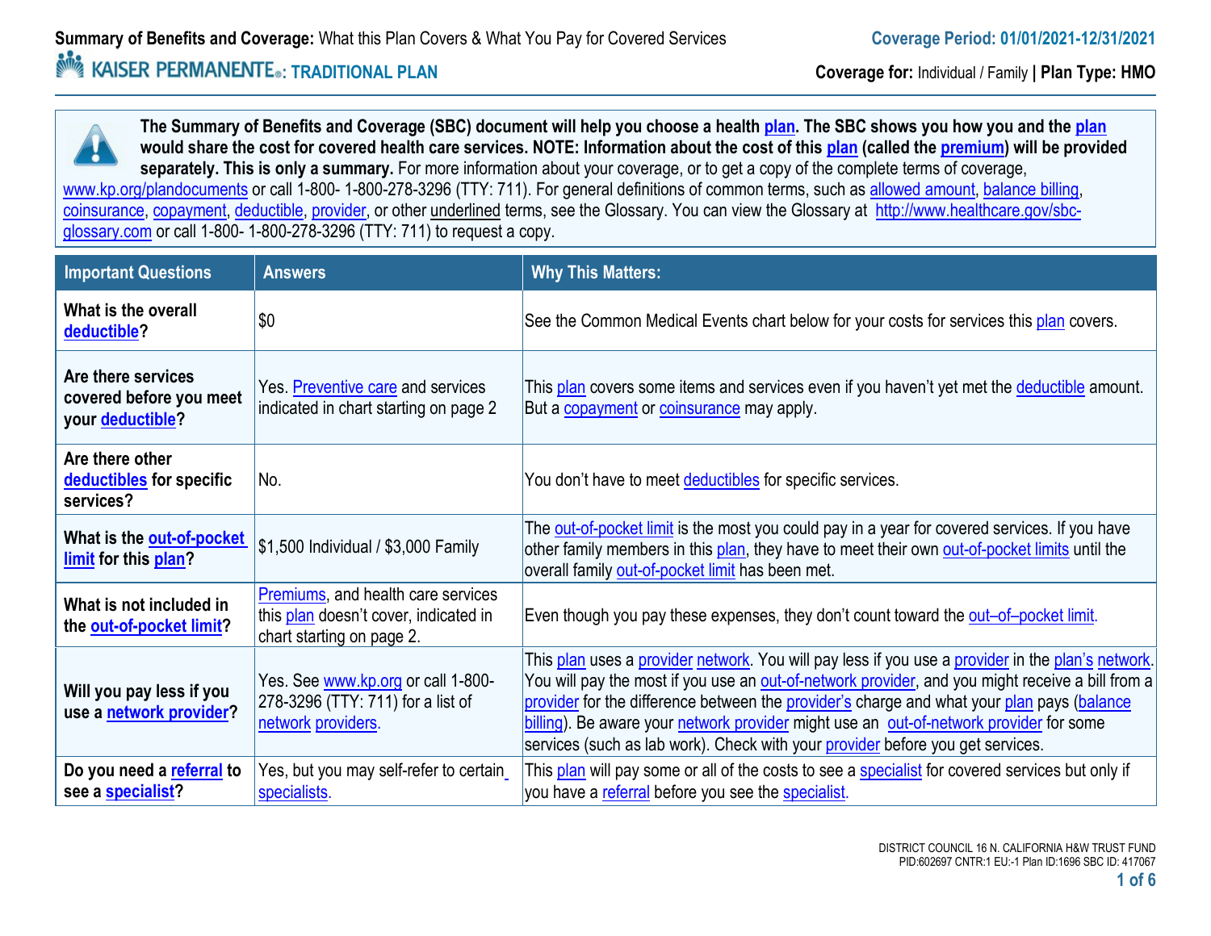**Summary of Benefits and Coverage:** What this Plan Covers & What You Pay for Covered Services

**Coverage Period: 01/01/2021-12/31/2021**

**KAISER PERMANENTE: TRADITIONAL PLAN**

**Coverage for:** Individual / Family | **Plan Type: HMO**

**The Summary of Benefits and Coverage (SBC) document will help you choose a health plan. The SBC shows you how you and the plan would share the cost for covered health care services. NOTE: Information about the cost of this plan (called the premium) will be provided separately. This is only a summary.** For more information about your coverage, or to get a copy of the complete terms of coverage, www.kp.org/plandocuments or call 1-800- 1-800-278-3296 (TTY: 711). For general definitions of common terms, such as allowed amount, balance billing, coinsurance, copayment, deductible, provider, or other underlined terms, see the Glossary. You can view the Glossary at http://www.healthcare.gov/sbc-glossary.com or call 1-800- 1-800-278-3296 (TTY: 711) to request a copy.

| Important Questions | Answers | Why This Matters: |
|---|---|---|
| **What is the overall deductible?** | $0 | See the Common Medical Events chart below for your costs for services this plan covers. |
| **Are there services covered before you meet your deductible?** | Yes. Preventive care and services indicated in chart starting on page 2 | This plan covers some items and services even if you haven't yet met the deductible amount. But a copayment or coinsurance may apply. |
| **Are there other deductibles for specific services?** | No. | You don't have to meet deductibles for specific services. |
| **What is the out-of-pocket limit for this plan?** | $1,500 Individual / $3,000 Family | The out-of-pocket limit is the most you could pay in a year for covered services. If you have other family members in this plan, they have to meet their own out-of-pocket limits until the overall family out-of-pocket limit has been met. |
| **What is not included in the out-of-pocket limit?** | Premiums, and health care services this plan doesn't cover, indicated in chart starting on page 2. | Even though you pay these expenses, they don't count toward the out–of–pocket limit. |
| **Will you pay less if you use a network provider?** | Yes. See www.kp.org or call 1-800-278-3296 (TTY: 711) for a list of network providers. | This plan uses a provider network. You will pay less if you use a provider in the plan's network. You will pay the most if you use an out-of-network provider, and you might receive a bill from a provider for the difference between the provider's charge and what your plan pays (balance billing). Be aware your network provider might use an out-of-network provider for some services (such as lab work). Check with your provider before you get services. |
| **Do you need a referral to see a specialist?** | Yes, but you may self-refer to certain specialists. | This plan will pay some or all of the costs to see a specialist for covered services but only if you have a referral before you see the specialist. |

DISTRICT COUNCIL 16 N. CALIFORNIA H&W TRUST FUND
PID:602697 CNTR:1 EU:-1 Plan ID:1696 SBC ID: 417067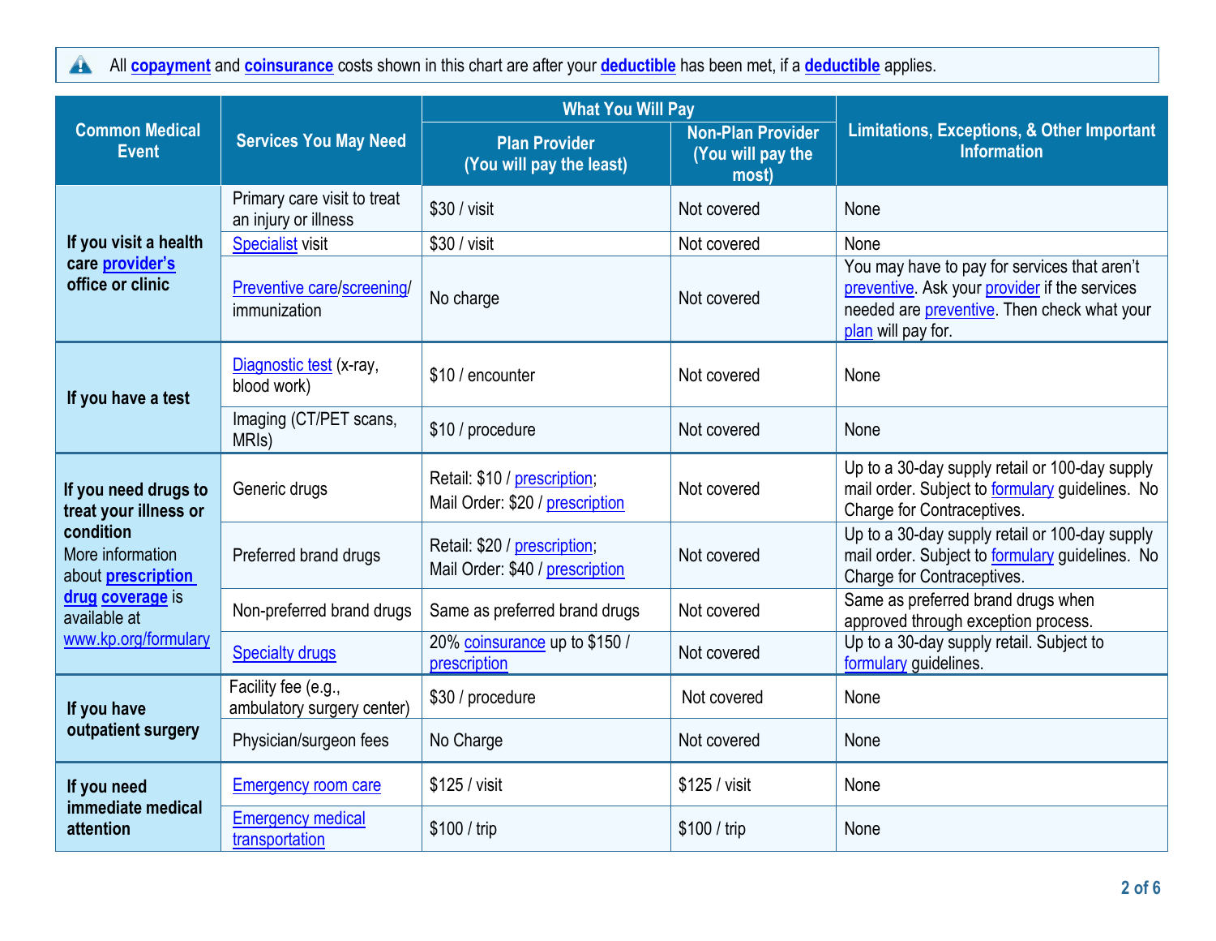All **copayment** and **coinsurance** costs shown in this chart are after your **deductible** has been met, if a **deductible** applies.

| Common Medical Event | Services You May Need | What You Will Pay | | Limitations, Exceptions, & Other Important Information |
|---|---|---|---|---|
| | | Plan Provider (You will pay the least) | Non-Plan Provider (You will pay the most) | |
| **If you visit a health care provider's office or clinic** | Primary care visit to treat an injury or illness | $30 / visit | Not covered | None |
| | Specialist visit | $30 / visit | Not covered | None |
| | Preventive care/screening/ immunization | No charge | Not covered | You may have to pay for services that aren't preventive. Ask your provider if the services needed are preventive. Then check what your plan will pay for. |
| **If you have a test** | Diagnostic test (x-ray, blood work) | $10 / encounter | Not covered | None |
| | Imaging (CT/PET scans, MRIs) | $10 / procedure | Not covered | None |
| **If you need drugs to treat your illness or condition** More information about **prescription drug coverage** is available at www.kp.org/formulary | Generic drugs | Retail: $10 / prescription; Mail Order: $20 / prescription | Not covered | Up to a 30-day supply retail or 100-day supply mail order. Subject to formulary guidelines. No Charge for Contraceptives. |
| | Preferred brand drugs | Retail: $20 / prescription; Mail Order: $40 / prescription | Not covered | Up to a 30-day supply retail or 100-day supply mail order. Subject to formulary guidelines. No Charge for Contraceptives. |
| | Non-preferred brand drugs | Same as preferred brand drugs | Not covered | Same as preferred brand drugs when approved through exception process. |
| | Specialty drugs | 20% coinsurance up to $150 / prescription | Not covered | Up to a 30-day supply retail. Subject to formulary guidelines. |
| **If you have outpatient surgery** | Facility fee (e.g., ambulatory surgery center) | $30 / procedure | Not covered | None |
| | Physician/surgeon fees | No Charge | Not covered | None |
| **If you need immediate medical attention** | Emergency room care | $125 / visit | $125 / visit | None |
| | Emergency medical transportation | $100 / trip | $100 / trip | None |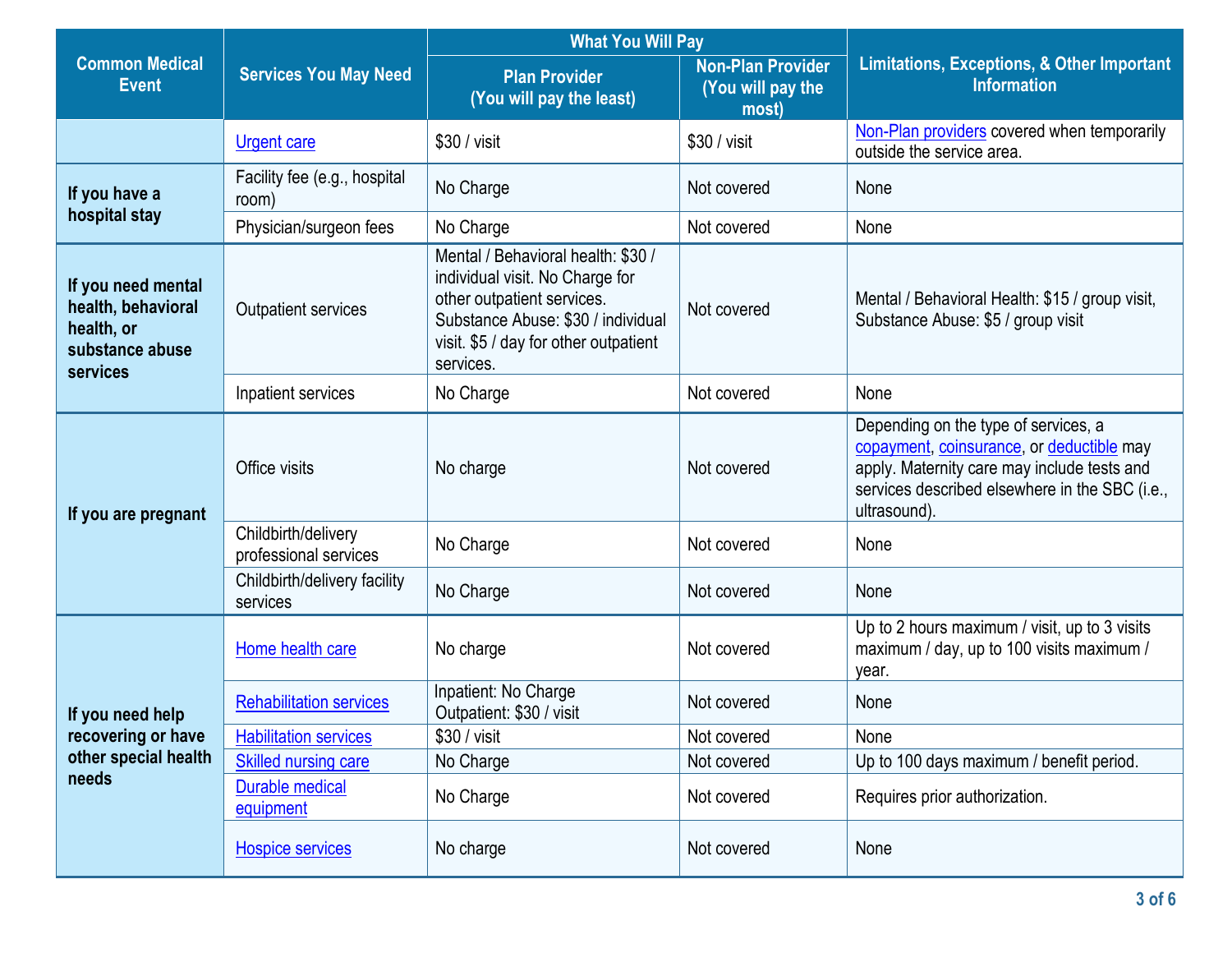| Common Medical Event | Services You May Need | What You Will Pay | | Limitations, Exceptions, & Other Important Information |
|---|---|---|---|---|
| | | Plan Provider (You will pay the least) | Non-Plan Provider (You will pay the most) | |
| | Urgent care | $30 / visit | $30 / visit | Non-Plan providers covered when temporarily outside the service area. |
| If you have a hospital stay | Facility fee (e.g., hospital room) | No Charge | Not covered | None |
| | Physician/surgeon fees | No Charge | Not covered | None |
| If you need mental health, behavioral health, or substance abuse services | Outpatient services | Mental / Behavioral health: $30 / individual visit. No Charge for other outpatient services. Substance Abuse: $30 / individual visit. $5 / day for other outpatient services. | Not covered | Mental / Behavioral Health: $15 / group visit, Substance Abuse: $5 / group visit |
| | Inpatient services | No Charge | Not covered | None |
| If you are pregnant | Office visits | No charge | Not covered | Depending on the type of services, a copayment, coinsurance, or deductible may apply. Maternity care may include tests and services described elsewhere in the SBC (i.e., ultrasound). |
| | Childbirth/delivery professional services | No Charge | Not covered | None |
| | Childbirth/delivery facility services | No Charge | Not covered | None |
| If you need help recovering or have other special health needs | Home health care | No charge | Not covered | Up to 2 hours maximum / visit, up to 3 visits maximum / day, up to 100 visits maximum / year. |
| | Rehabilitation services | Inpatient: No Charge<br>Outpatient: $30 / visit | Not covered | None |
| | Habilitation services | $30 / visit | Not covered | None |
| | Skilled nursing care | No Charge | Not covered | Up to 100 days maximum / benefit period. |
| | Durable medical equipment | No Charge | Not covered | Requires prior authorization. |
| | Hospice services | No charge | Not covered | None |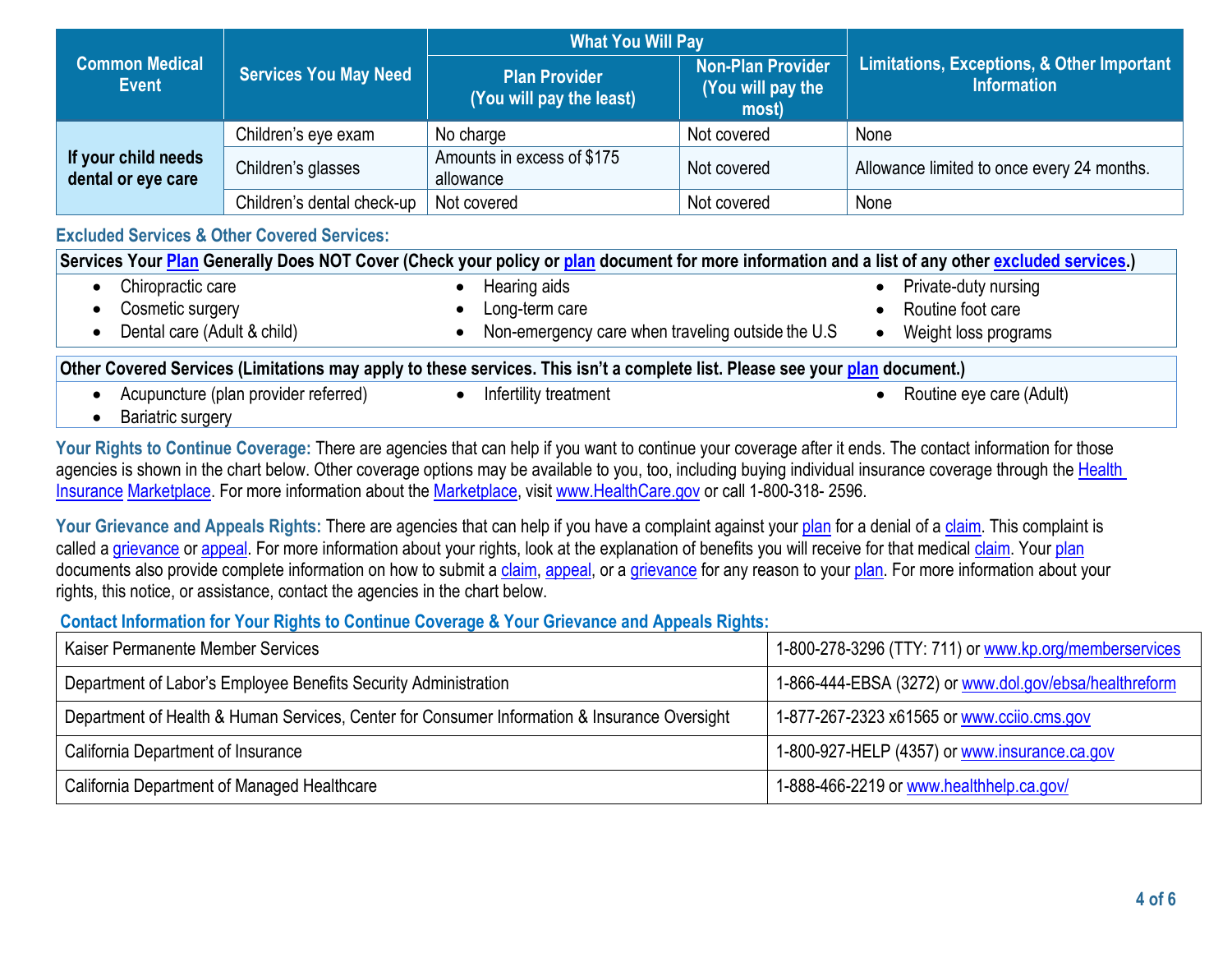| Common Medical Event | Services You May Need | What You Will Pay | | Limitations, Exceptions, & Other Important Information |
|---|---|---|---|---|
| | | Plan Provider (You will pay the least) | Non-Plan Provider (You will pay the most) | |
| If your child needs dental or eye care | Children's eye exam | No charge | Not covered | None |
| | Children's glasses | Amounts in excess of $175 allowance | Not covered | Allowance limited to once every 24 months. |
| | Children's dental check-up | Not covered | Not covered | None |

### Excluded Services & Other Covered Services:

**Services Your Plan Generally Does NOT Cover (Check your policy or plan document for more information and a list of any other excluded services.)**

- Chiropractic care
- Cosmetic surgery
- Dental care (Adult & child)
- Hearing aids
- Long-term care
- Non-emergency care when traveling outside the U.S
- Private-duty nursing
- Routine foot care
- Weight loss programs

**Other Covered Services (Limitations may apply to these services. This isn't a complete list. Please see your plan document.)**

- Acupuncture (plan provider referred)
- Bariatric surgery
- Infertility treatment
- Routine eye care (Adult)

**Your Rights to Continue Coverage:** There are agencies that can help if you want to continue your coverage after it ends. The contact information for those agencies is shown in the chart below. Other coverage options may be available to you, too, including buying individual insurance coverage through the Health Insurance Marketplace. For more information about the Marketplace, visit www.HealthCare.gov or call 1-800-318- 2596.

**Your Grievance and Appeals Rights:** There are agencies that can help if you have a complaint against your plan for a denial of a claim. This complaint is called a grievance or appeal. For more information about your rights, look at the explanation of benefits you will receive for that medical claim. Your plan documents also provide complete information on how to submit a claim, appeal, or a grievance for any reason to your plan. For more information about your rights, this notice, or assistance, contact the agencies in the chart below.

**Contact Information for Your Rights to Continue Coverage & Your Grievance and Appeals Rights:**

| Agency | Contact |
|---|---|
| Kaiser Permanente Member Services | 1-800-278-3296 (TTY: 711) or www.kp.org/memberservices |
| Department of Labor's Employee Benefits Security Administration | 1-866-444-EBSA (3272) or www.dol.gov/ebsa/healthreform |
| Department of Health & Human Services, Center for Consumer Information & Insurance Oversight | 1-877-267-2323 x61565 or www.cciio.cms.gov |
| California Department of Insurance | 1-800-927-HELP (4357) or www.insurance.ca.gov |
| California Department of Managed Healthcare | 1-888-466-2219 or www.healthhelp.ca.gov/ |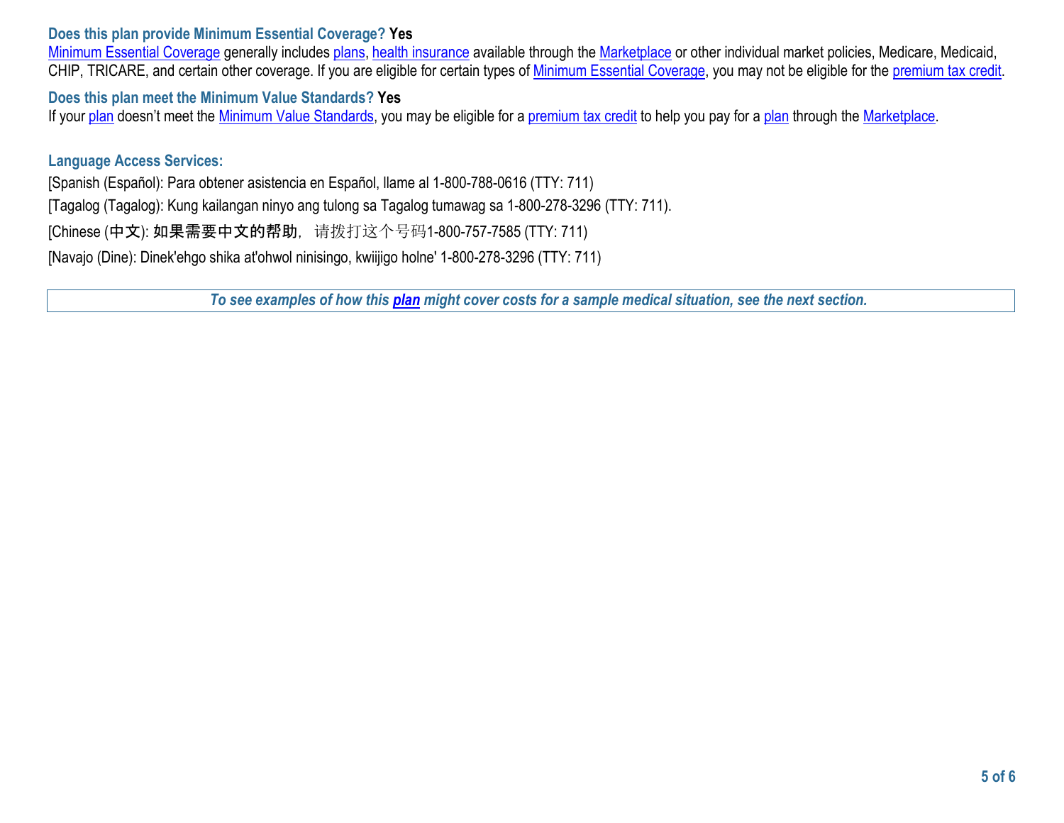**Does this plan provide Minimum Essential Coverage? Yes**

Minimum Essential Coverage generally includes plans, health insurance available through the Marketplace or other individual market policies, Medicare, Medicaid, CHIP, TRICARE, and certain other coverage. If you are eligible for certain types of Minimum Essential Coverage, you may not be eligible for the premium tax credit.

**Does this plan meet the Minimum Value Standards? Yes**

If your plan doesn't meet the Minimum Value Standards, you may be eligible for a premium tax credit to help you pay for a plan through the Marketplace.

**Language Access Services:**

[Spanish (Español): Para obtener asistencia en Español, llame al 1-800-788-0616 (TTY: 711)

[Tagalog (Tagalog): Kung kailangan ninyo ang tulong sa Tagalog tumawag sa 1-800-278-3296 (TTY: 711).

[Chinese (中文): 如果需要中文的帮助，请拨打这个号码1-800-757-7585 (TTY: 711)

[Navajo (Dine): Dinek'ehgo shika at'ohwol ninisingo, kwiijigo holne' 1-800-278-3296 (TTY: 711)

***To see examples of how this plan might cover costs for a sample medical situation, see the next section.***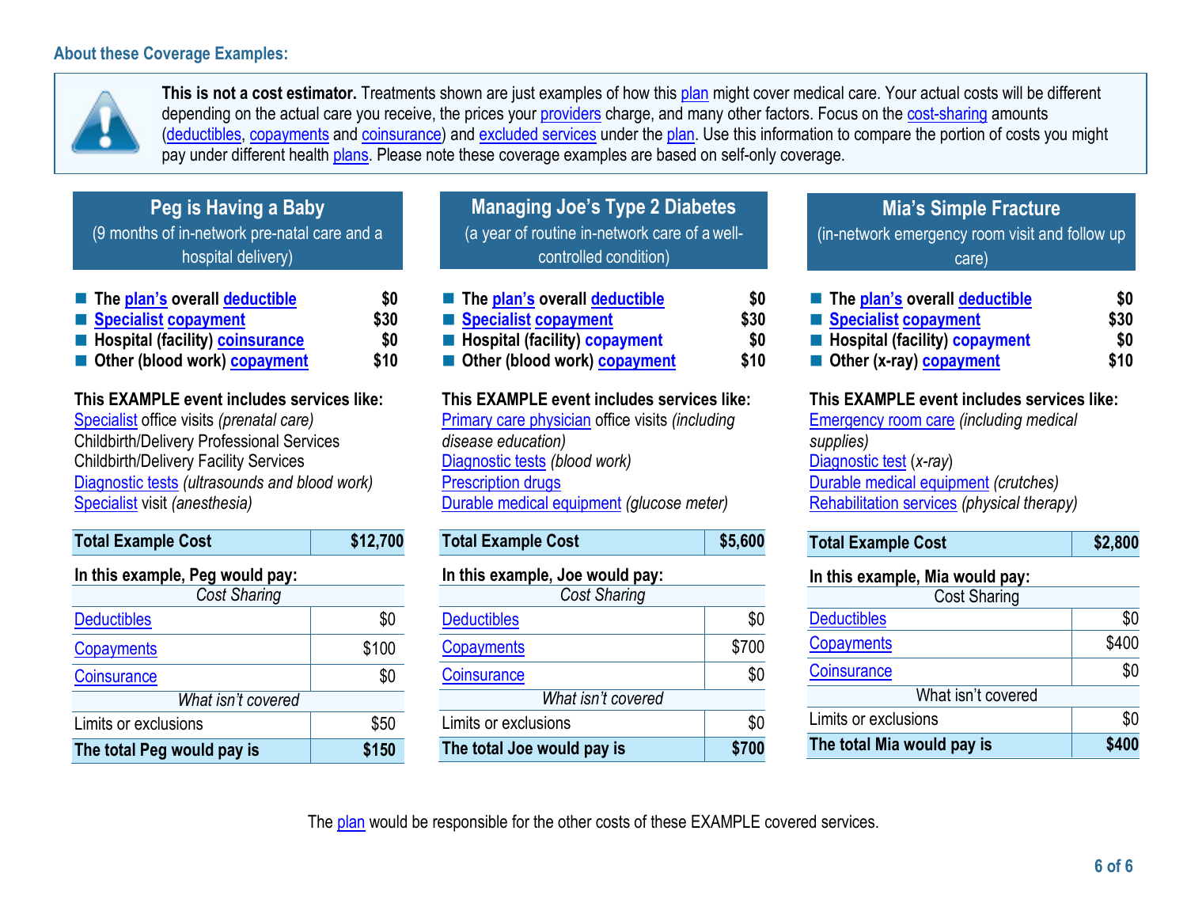## About these Coverage Examples:

**This is not a cost estimator.** Treatments shown are just examples of how this plan might cover medical care. Your actual costs will be different depending on the actual care you receive, the prices your providers charge, and many other factors. Focus on the cost-sharing amounts (deductibles, copayments and coinsurance) and excluded services under the plan. Use this information to compare the portion of costs you might pay under different health plans. Please note these coverage examples are based on self-only coverage.

### Peg is Having a Baby

(9 months of in-network pre-natal care and a hospital delivery)

- **The plan's overall deductible** — **$0**
- **Specialist copayment** — **$30**
- **Hospital (facility) coinsurance** — **$0**
- **Other (blood work) copayment** — **$10**

**This EXAMPLE event includes services like:**

Specialist office visits *(prenatal care)*
Childbirth/Delivery Professional Services
Childbirth/Delivery Facility Services
Diagnostic tests *(ultrasounds and blood work)*
Specialist visit *(anesthesia)*

| **Total Example Cost** | **$12,700** |
|---|---|

**In this example, Peg would pay:**

| *Cost Sharing* | |
|---|---|
| Deductibles | $0 |
| Copayments | $100 |
| Coinsurance | $0 |
| *What isn't covered* | |
| Limits or exclusions | $50 |
| **The total Peg would pay is** | **$150** |

### Managing Joe's Type 2 Diabetes

(a year of routine in-network care of a well-controlled condition)

- **The plan's overall deductible** — **$0**
- **Specialist copayment** — **$30**
- **Hospital (facility) copayment** — **$0**
- **Other (blood work) copayment** — **$10**

**This EXAMPLE event includes services like:**

Primary care physician office visits *(including disease education)*
Diagnostic tests *(blood work)*
Prescription drugs
Durable medical equipment *(glucose meter)*

| **Total Example Cost** | **$5,600** |
|---|---|

**In this example, Joe would pay:**

| *Cost Sharing* | |
|---|---|
| Deductibles | $0 |
| Copayments | $700 |
| Coinsurance | $0 |
| *What isn't covered* | |
| Limits or exclusions | $0 |
| **The total Joe would pay is** | **$700** |

### Mia's Simple Fracture

(in-network emergency room visit and follow up care)

- **The plan's overall deductible** — **$0**
- **Specialist copayment** — **$30**
- **Hospital (facility) copayment** — **$0**
- **Other (x-ray) copayment** — **$10**

**This EXAMPLE event includes services like:**

Emergency room care *(including medical supplies)*
Diagnostic test *(x-ray)*
Durable medical equipment *(crutches)*
Rehabilitation services *(physical therapy)*

| **Total Example Cost** | **$2,800** |
|---|---|

**In this example, Mia would pay:**

| Cost Sharing | |
|---|---|
| Deductibles | $0 |
| Copayments | $400 |
| Coinsurance | $0 |
| What isn't covered | |
| Limits or exclusions | $0 |
| **The total Mia would pay is** | **$400** |

The plan would be responsible for the other costs of these EXAMPLE covered services.